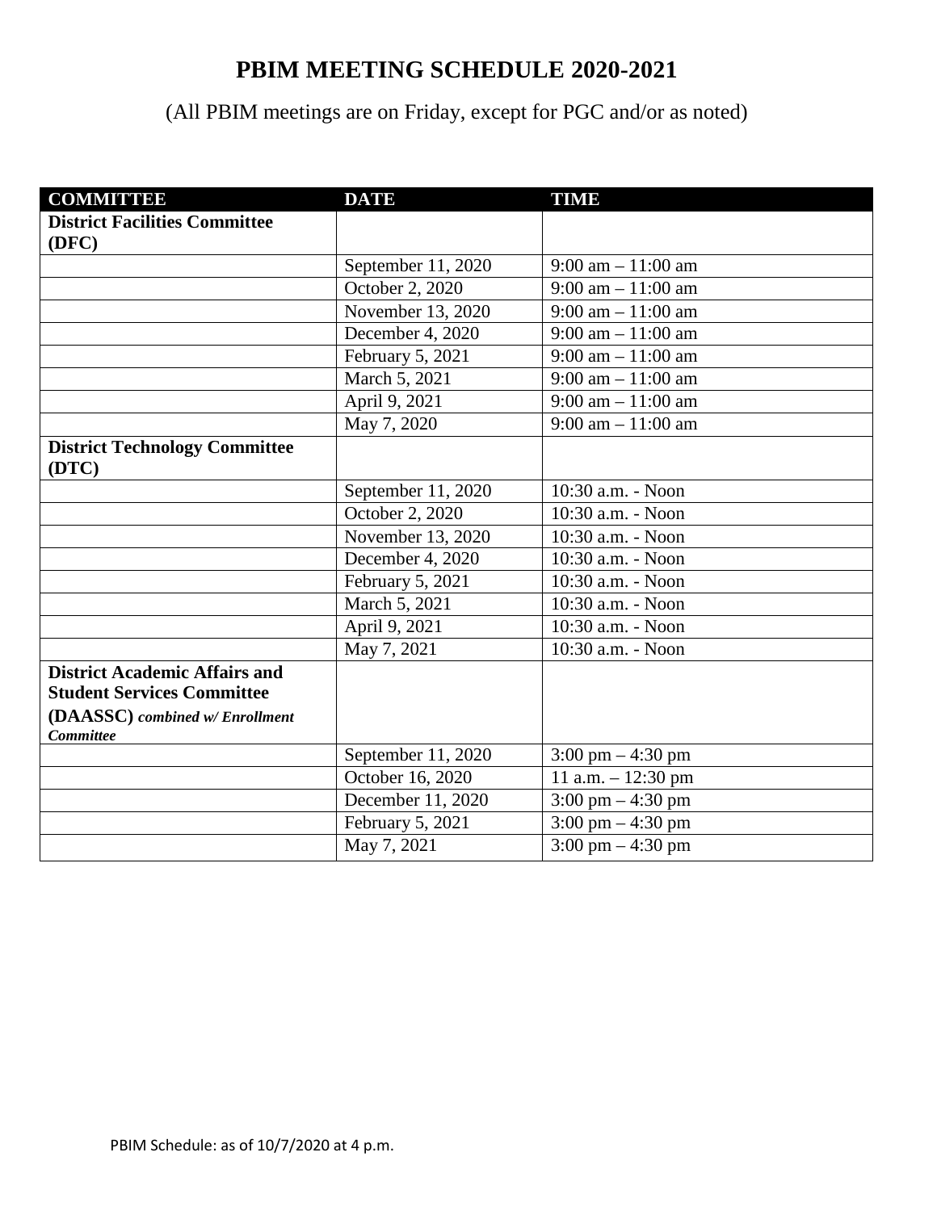# PBIM MEETING SCHEDULE 2020-2021

(All PBIM meetings are on Friday, except for PGC and/or as noted)

| COMMITTEE | DATE | TIME |
|---|---|---|
| **District Facilities Committee (DFC)** | | |
| | September 11, 2020 | 9:00 am – 11:00 am |
| | October 2, 2020 | 9:00 am – 11:00 am |
| | November 13, 2020 | 9:00 am – 11:00 am |
| | December 4, 2020 | 9:00 am – 11:00 am |
| | February 5, 2021 | 9:00 am – 11:00 am |
| | March 5, 2021 | 9:00 am – 11:00 am |
| | April 9, 2021 | 9:00 am – 11:00 am |
| | May 7, 2020 | 9:00 am – 11:00 am |
| **District Technology Committee (DTC)** | | |
| | September 11, 2020 | 10:30 a.m. - Noon |
| | October 2, 2020 | 10:30 a.m. - Noon |
| | November 13, 2020 | 10:30 a.m. - Noon |
| | December 4, 2020 | 10:30 a.m. - Noon |
| | February 5, 2021 | 10:30 a.m. - Noon |
| | March 5, 2021 | 10:30 a.m. - Noon |
| | April 9, 2021 | 10:30 a.m. - Noon |
| | May 7, 2021 | 10:30 a.m. - Noon |
| **District Academic Affairs and Student Services Committee (DAASSC)** ***combined w/ Enrollment Committee*** | | |
| | September 11, 2020 | 3:00 pm – 4:30 pm |
| | October 16, 2020 | 11 a.m. – 12:30 pm |
| | December 11, 2020 | 3:00 pm – 4:30 pm |
| | February 5, 2021 | 3:00 pm – 4:30 pm |
| | May 7, 2021 | 3:00 pm – 4:30 pm |

PBIM Schedule: as of 10/7/2020 at 4 p.m.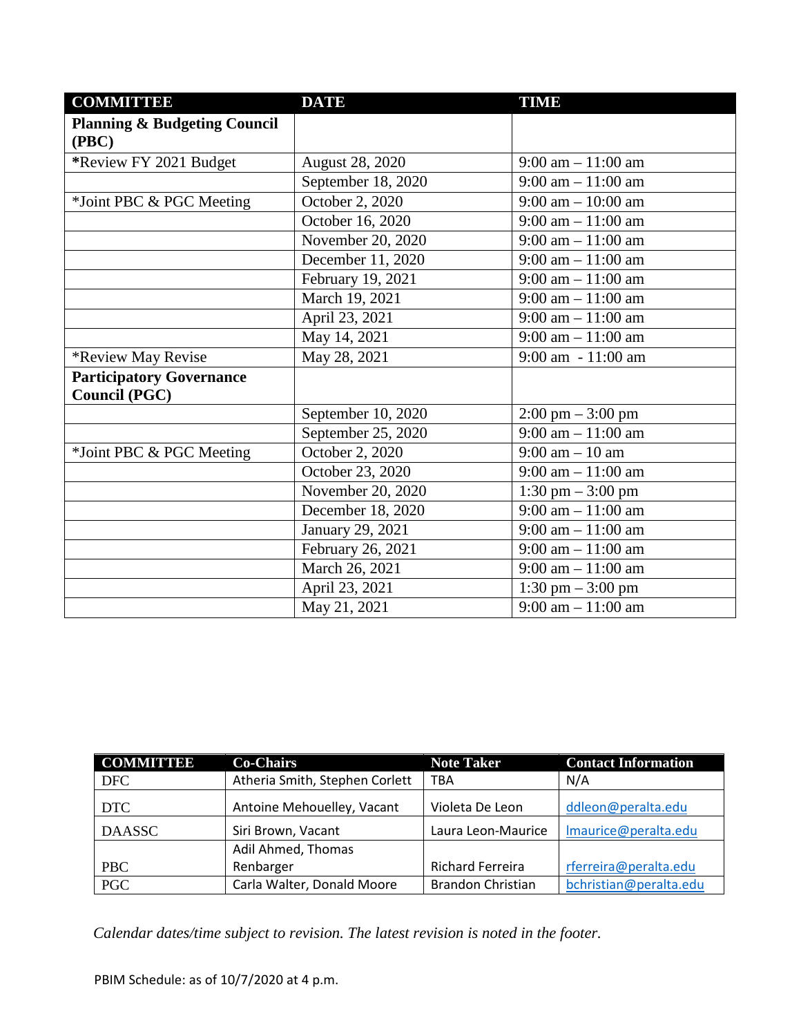| COMMITTEE | DATE | TIME |
|---|---|---|
| **Planning & Budgeting Council (PBC)** | | |
| ***Review FY 2021 Budget** | August 28, 2020 | 9:00 am – 11:00 am |
| | September 18, 2020 | 9:00 am – 11:00 am |
| *Joint PBC & PGC Meeting | October 2, 2020 | 9:00 am – 10:00 am |
| | October 16, 2020 | 9:00 am – 11:00 am |
| | November 20, 2020 | 9:00 am – 11:00 am |
| | December 11, 2020 | 9:00 am – 11:00 am |
| | February 19, 2021 | 9:00 am – 11:00 am |
| | March 19, 2021 | 9:00 am – 11:00 am |
| | April 23, 2021 | 9:00 am – 11:00 am |
| | May 14, 2021 | 9:00 am – 11:00 am |
| *Review May Revise | May 28, 2021 | 9:00 am - 11:00 am |
| **Participatory Governance Council (PGC)** | | |
| | September 10, 2020 | 2:00 pm – 3:00 pm |
| | September 25, 2020 | 9:00 am – 11:00 am |
| *Joint PBC & PGC Meeting | October 2, 2020 | 9:00 am – 10 am |
| | October 23, 2020 | 9:00 am – 11:00 am |
| | November 20, 2020 | 1:30 pm – 3:00 pm |
| | December 18, 2020 | 9:00 am – 11:00 am |
| | January 29, 2021 | 9:00 am – 11:00 am |
| | February 26, 2021 | 9:00 am – 11:00 am |
| | March 26, 2021 | 9:00 am – 11:00 am |
| | April 23, 2021 | 1:30 pm – 3:00 pm |
| | May 21, 2021 | 9:00 am – 11:00 am |

| COMMITTEE | Co-Chairs | Note Taker | Contact Information |
|---|---|---|---|
| DFC | Atheria Smith, Stephen Corlett | TBA | N/A |
| DTC | Antoine Mehouelley, Vacant | Violeta De Leon | ddleon@peralta.edu |
| DAASSC | Siri Brown, Vacant | Laura Leon-Maurice | lmaurice@peralta.edu |
| PBC | Adil Ahmed, Thomas Renbarger | Richard Ferreira | rferreira@peralta.edu |
| PGC | Carla Walter, Donald Moore | Brandon Christian | bchristian@peralta.edu |

*Calendar dates/time subject to revision. The latest revision is noted in the footer.*

PBIM Schedule: as of 10/7/2020 at 4 p.m.